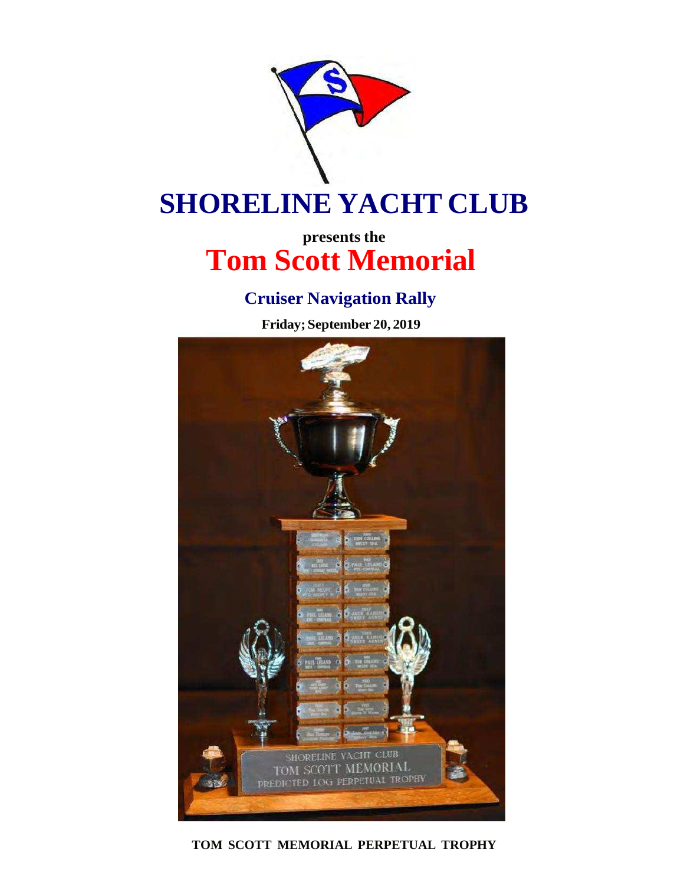# SHORELINE YACHT CLUB

**presents the**

# Tom Scott Memorial

## Cruiser Navigation Rally

**Friday; September 20, 2019**

**TOM SCOTT MEMORIAL PERPETUAL TROPHY**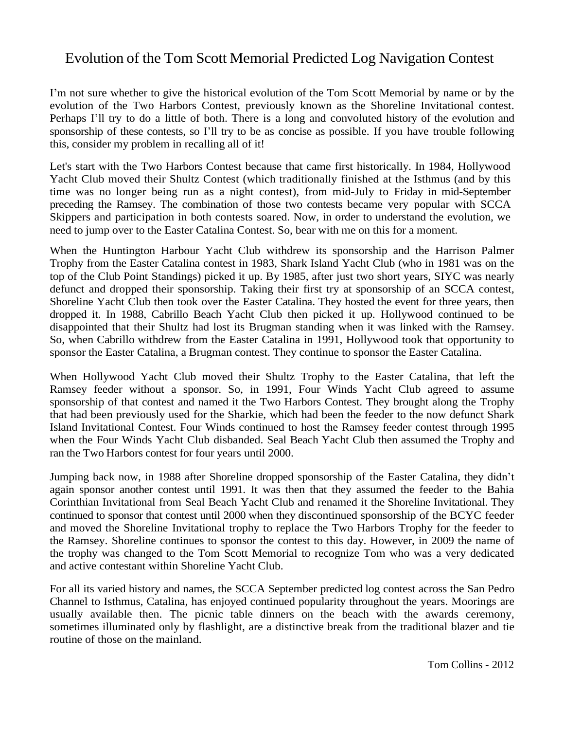# Evolution of the Tom Scott Memorial Predicted Log Navigation Contest

I'm not sure whether to give the historical evolution of the Tom Scott Memorial by name or by the evolution of the Two Harbors Contest, previously known as the Shoreline Invitational contest. Perhaps I'll try to do a little of both. There is a long and convoluted history of the evolution and sponsorship of these contests, so I'll try to be as concise as possible. If you have trouble following this, consider my problem in recalling all of it!

Let's start with the Two Harbors Contest because that came first historically. In 1984, Hollywood Yacht Club moved their Shultz Contest (which traditionally finished at the Isthmus (and by this time was no longer being run as a night contest), from mid-July to Friday in mid-September preceding the Ramsey. The combination of those two contests became very popular with SCCA Skippers and participation in both contests soared. Now, in order to understand the evolution, we need to jump over to the Easter Catalina Contest. So, bear with me on this for a moment.

When the Huntington Harbour Yacht Club withdrew its sponsorship and the Harrison Palmer Trophy from the Easter Catalina contest in 1983, Shark Island Yacht Club (who in 1981 was on the top of the Club Point Standings) picked it up. By 1985, after just two short years, SIYC was nearly defunct and dropped their sponsorship. Taking their first try at sponsorship of an SCCA contest, Shoreline Yacht Club then took over the Easter Catalina. They hosted the event for three years, then dropped it. In 1988, Cabrillo Beach Yacht Club then picked it up. Hollywood continued to be disappointed that their Shultz had lost its Brugman standing when it was linked with the Ramsey. So, when Cabrillo withdrew from the Easter Catalina in 1991, Hollywood took that opportunity to sponsor the Easter Catalina, a Brugman contest. They continue to sponsor the Easter Catalina.

When Hollywood Yacht Club moved their Shultz Trophy to the Easter Catalina, that left the Ramsey feeder without a sponsor. So, in 1991, Four Winds Yacht Club agreed to assume sponsorship of that contest and named it the Two Harbors Contest. They brought along the Trophy that had been previously used for the Sharkie, which had been the feeder to the now defunct Shark Island Invitational Contest. Four Winds continued to host the Ramsey feeder contest through 1995 when the Four Winds Yacht Club disbanded. Seal Beach Yacht Club then assumed the Trophy and ran the Two Harbors contest for four years until 2000.

Jumping back now, in 1988 after Shoreline dropped sponsorship of the Easter Catalina, they didn't again sponsor another contest until 1991. It was then that they assumed the feeder to the Bahia Corinthian Invitational from Seal Beach Yacht Club and renamed it the Shoreline Invitational. They continued to sponsor that contest until 2000 when they discontinued sponsorship of the BCYC feeder and moved the Shoreline Invitational trophy to replace the Two Harbors Trophy for the feeder to the Ramsey. Shoreline continues to sponsor the contest to this day. However, in 2009 the name of the trophy was changed to the Tom Scott Memorial to recognize Tom who was a very dedicated and active contestant within Shoreline Yacht Club.

For all its varied history and names, the SCCA September predicted log contest across the San Pedro Channel to Isthmus, Catalina, has enjoyed continued popularity throughout the years. Moorings are usually available then. The picnic table dinners on the beach with the awards ceremony, sometimes illuminated only by flashlight, are a distinctive break from the traditional blazer and tie routine of those on the mainland.

Tom Collins - 2012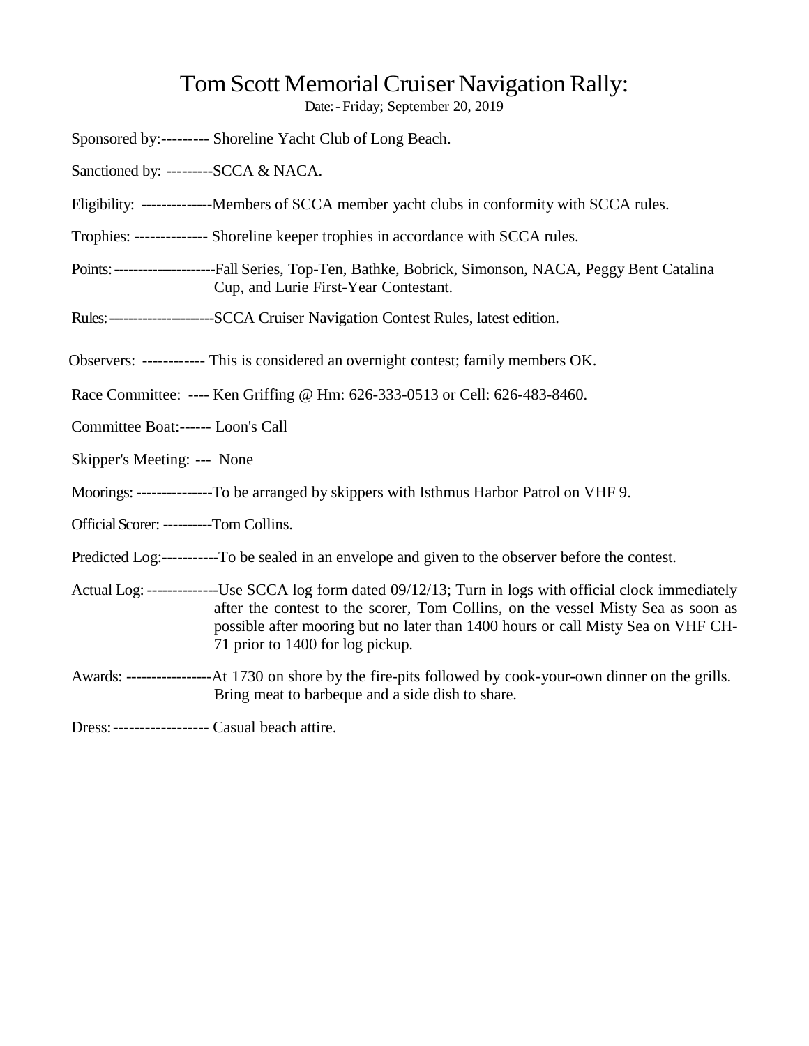# Tom Scott Memorial Cruiser Navigation Rally:

Date: - Friday; September 20, 2019

Sponsored by:--------- Shoreline Yacht Club of Long Beach.

Sanctioned by: ---------SCCA & NACA.

Eligibility: --------------Members of SCCA member yacht clubs in conformity with SCCA rules.

Trophies: -------------- Shoreline keeper trophies in accordance with SCCA rules.

Points: ---------------------Fall Series, Top-Ten, Bathke, Bobrick, Simonson, NACA, Peggy Bent Catalina Cup, and Lurie First-Year Contestant.

Rules: ----------------------SCCA Cruiser Navigation Contest Rules, latest edition.

Observers: ------------ This is considered an overnight contest; family members OK.

Race Committee: ---- Ken Griffing @ Hm: 626-333-0513 or Cell: 626-483-8460.

Committee Boat:------ Loon's Call

Skipper's Meeting: --- None

Moorings: ---------------To be arranged by skippers with Isthmus Harbor Patrol on VHF 9.

Official Scorer: ----------Tom Collins.

Predicted Log:-----------To be sealed in an envelope and given to the observer before the contest.

Actual Log: --------------Use SCCA log form dated 09/12/13; Turn in logs with official clock immediately after the contest to the scorer, Tom Collins, on the vessel Misty Sea as soon as possible after mooring but no later than 1400 hours or call Misty Sea on VHF CH-71 prior to 1400 for log pickup.

Awards: -----------------At 1730 on shore by the fire-pits followed by cook-your-own dinner on the grills. Bring meat to barbeque and a side dish to share.

Dress: ------------------ Casual beach attire.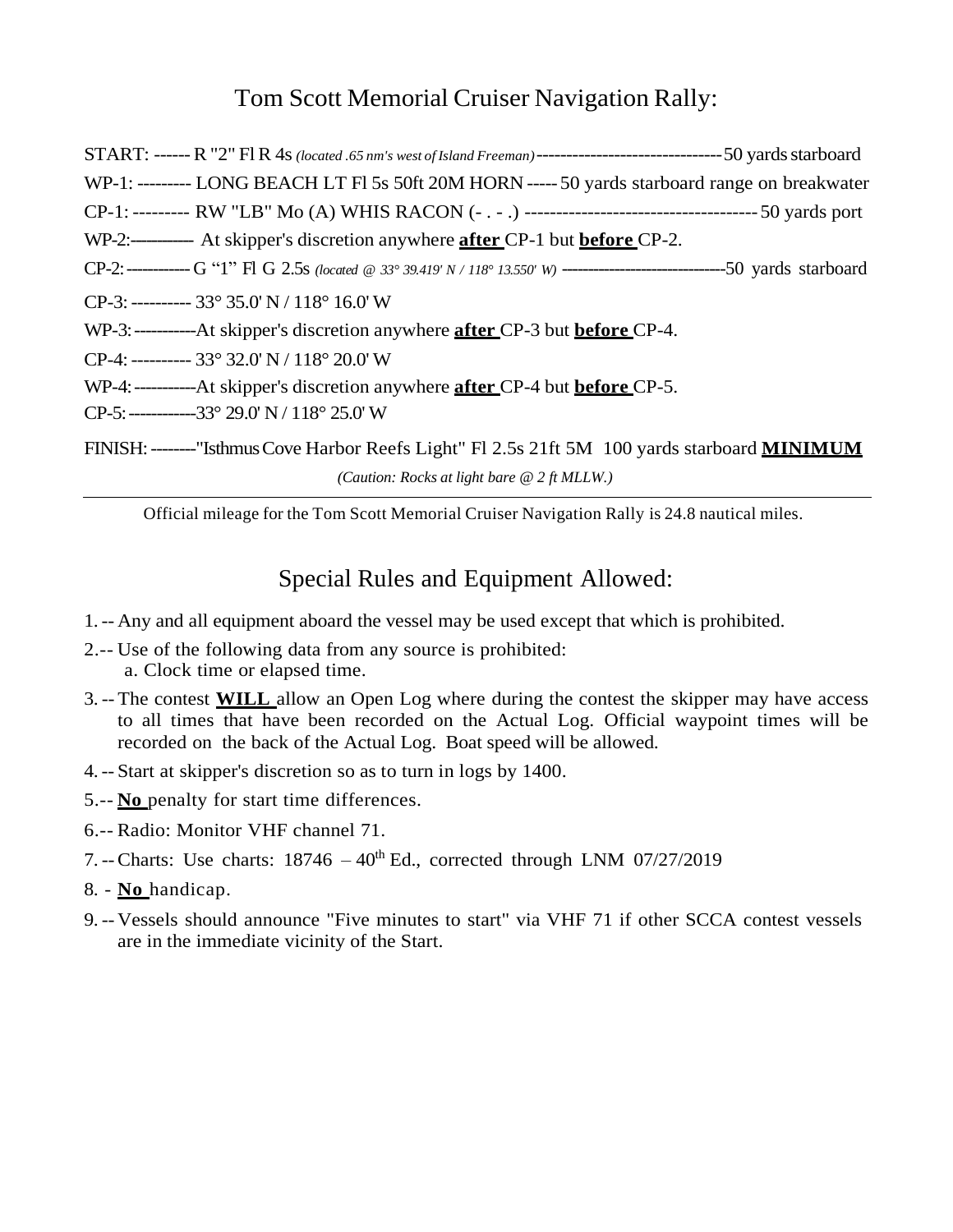## Tom Scott Memorial Cruiser Navigation Rally:

START: ------ R "2" Fl R 4s *(located .65 nm's west of Island Freeman)* -------------------------------- 50 yards starboard

WP-1: --------- LONG BEACH LT Fl 5s 50ft 20M HORN ----- 50 yards starboard range on breakwater

CP-1: --------- RW "LB" Mo (A) WHIS RACON (- . - .) ------------------------------------- 50 yards port

WP-2:--------- At skipper's discretion anywhere **after** CP-1 but **before** CP-2.

CP-2: ----------- G "1" Fl G 2.5s *(located @ 33° 39.419' N / 118° 13.550' W)* ----------------------------- 50 yards starboard

CP-3: ---------- 33° 35.0' N / 118° 16.0' W

WP-3: -----------At skipper's discretion anywhere **after** CP-3 but **before** CP-4.

CP-4: ---------- 33° 32.0' N / 118° 20.0' W

WP-4: -----------At skipper's discretion anywhere **after** CP-4 but **before** CP-5.

CP-5: ------------33° 29.0' N / 118° 25.0' W

FINISH: --------"Isthmus Cove Harbor Reefs Light" Fl 2.5s 21ft 5M 100 yards starboard **MINIMUM**

*(Caution: Rocks at light bare @ 2 ft MLLW.)*

---

Official mileage for the Tom Scott Memorial Cruiser Navigation Rally is 24.8 nautical miles.

## Special Rules and Equipment Allowed:

1. -- Any and all equipment aboard the vessel may be used except that which is prohibited.
2. -- Use of the following data from any source is prohibited:
   a. Clock time or elapsed time.
3. -- The contest **WILL** allow an Open Log where during the contest the skipper may have access to all times that have been recorded on the Actual Log. Official waypoint times will be recorded on the back of the Actual Log. Boat speed will be allowed.
4. -- Start at skipper's discretion so as to turn in logs by 1400.
5. -- **No** penalty for start time differences.
6. -- Radio: Monitor VHF channel 71.
7. -- Charts: Use charts: 18746 – 40th Ed., corrected through LNM 07/27/2019
8. - **No** handicap.
9. -- Vessels should announce "Five minutes to start" via VHF 71 if other SCCA contest vessels are in the immediate vicinity of the Start.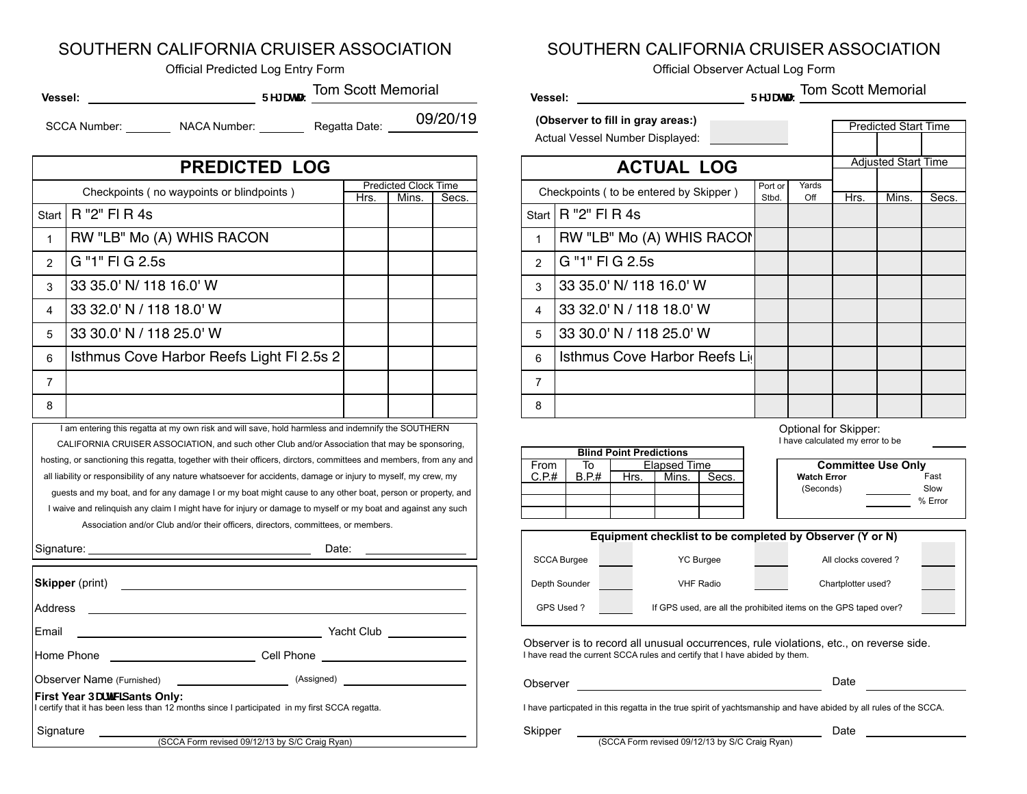# SOUTHERN CALIFORNIA CRUISER ASSOCIATION

Official Predicted Log Entry Form

**Vessel:** ____________ **Regatta:** Tom Scott Memorial

SCCA Number: ________ NACA Number: ________ Regatta Date: 09/20/19

## PREDICTED LOG

| | Checkpoints ( no waypoints or blindpoints ) | Predicted Clock Time | | |
|---|---|---|---|---|
| | | Hrs. | Mins. | Secs. |
| Start | R "2" Fl R 4s | | | |
| 1 | RW "LB" Mo (A) WHIS RACON | | | |
| 2 | G "1" Fl G 2.5s | | | |
| 3 | 33 35.0' N/ 118 16.0' W | | | |
| 4 | 33 32.0' N / 118 18.0' W | | | |
| 5 | 33 30.0' N / 118 25.0' W | | | |
| 6 | Isthmus Cove Harbor Reefs Light Fl 2.5s 2 | | | |
| 7 | | | | |
| 8 | | | | |

I am entering this regatta at my own risk and will save, hold harmless and indemnify the SOUTHERN CALIFORNIA CRUISER ASSOCIATION, and such other Club and/or Association that may be sponsoring, hosting, or sanctioning this regatta, together with their officers, dirctors, committees and members, from any and all liability or responsibility of any nature whatsoever for accidents, damage or injury to myself, my crew, my guests and my boat, and for any damage I or my boat might cause to any other boat, person or property, and I waive and relinquish any claim I might have for injury or damage to myself or my boat and against any such Association and/or Club and/or their officers, directors, committees, or members.

Signature: ____________ Date: ____________

**Skipper** (print) ____________

Address ____________

Email ____________ Yacht Club ____________

Home Phone ____________ Cell Phone ____________

Observer Name (Furnished) ____________ (Assigned) ____________

**First Year Participants Only:**
I certify that it has been less than 12 months since I participated in my first SCCA regatta.

Signature ____________

(SCCA Form revised 09/12/13 by S/C Craig Ryan)

# SOUTHERN CALIFORNIA CRUISER ASSOCIATION

Official Observer Actual Log Form

**Vessel:** ____________ **Regatta:** Tom Scott Memorial

**(Observer to fill in gray areas:)**

Actual Vessel Number Displayed: ____________

| Predicted Start Time | | |
|---|---|---|
| | | |
| **Adjusted Start Time** | | |
| | | |

## ACTUAL LOG

| | Checkpoints ( to be entered by Skipper ) | Port or Stbd. | Yards Off | Hrs. | Mins. | Secs. |
|---|---|---|---|---|---|---|
| Start | R "2" Fl R 4s | | | | | |
| 1 | RW "LB" Mo (A) WHIS RACON | | | | | |
| 2 | G "1" Fl G 2.5s | | | | | |
| 3 | 33 35.0' N/ 118 16.0' W | | | | | |
| 4 | 33 32.0' N / 118 18.0' W | | | | | |
| 5 | 33 30.0' N / 118 25.0' W | | | | | |
| 6 | Isthmus Cove Harbor Reefs Li | | | | | |
| 7 | | | | | | |
| 8 | | | | | | |

Optional for Skipper:
I have calculated my error to be ________

**Blind Point Predictions**

| From C.P.# | To B.P.# | Elapsed Time | | |
|---|---|---|---|---|
| | | Hrs. | Mins. | Secs. |
| | | | | |
| | | | | |
| | | | | |

**Committee Use Only**

**Watch Error** (Seconds) ________ Fast
________ Slow
% Error

**Equipment checklist to be completed by Observer (Y or N)**

| | | | | | |
|---|---|---|---|---|---|
| SCCA Burgee | | YC Burgee | | All clocks covered ? | |
| Depth Sounder | | VHF Radio | | Chartplotter used? | |
| GPS Used ? | | If GPS used, are all the prohibited items on the GPS taped over? | | | |

Observer is to record all unusual occurrences, rule violations, etc., on reverse side.
I have read the current SCCA rules and certify that I have abided by them.

Observer ____________ Date ____________

I have particpated in this regatta in the true spirit of yachtsmanship and have abided by all rules of the SCCA.

Skipper ____________ Date ____________

(SCCA Form revised 09/12/13 by S/C Craig Ryan)